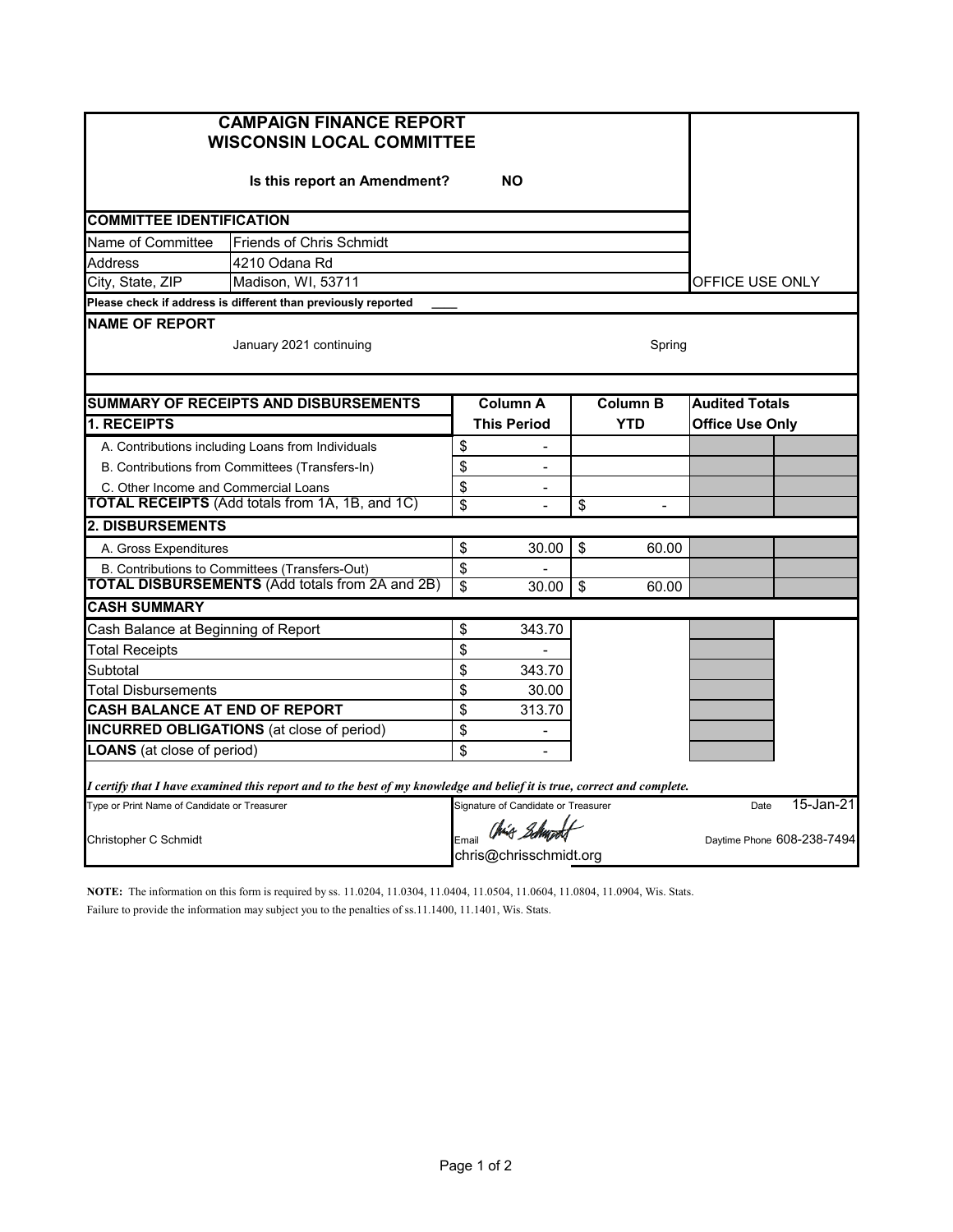# CAMPAIGN FINANCE REPORT
# WISCONSIN LOCAL COMMITTEE

**Is this report an Amendment?** **NO**

OFFICE USE ONLY

## COMMITTEE IDENTIFICATION

| | |
|---|---|
| Name of Committee | Friends of Chris Schmidt |
| Address | 4210 Odana Rd |
| City, State, ZIP | Madison, WI, 53711 |

**Please check if address is different than previously reported** ____

## NAME OF REPORT

January 2021 continuing — Spring

## SUMMARY OF RECEIPTS AND DISBURSEMENTS

| | Column A This Period | Column B YTD | Audited Totals Office Use Only | |
|---|---|---|---|---|
| **1. RECEIPTS** | | | | |
| A. Contributions including Loans from Individuals | $ - | | | |
| B. Contributions from Committees (Transfers-In) | $ - | | | |
| C. Other Income and Commercial Loans | $ - | | | |
| **TOTAL RECEIPTS** (Add totals from 1A, 1B, and 1C) | $ - | $ - | | |
| **2. DISBURSEMENTS** | | | | |
| A. Gross Expenditures | $ 30.00 | $ 60.00 | | |
| B. Contributions to Committees (Transfers-Out) | $ - | | | |
| **TOTAL DISBURSEMENTS** (Add totals from 2A and 2B) | $ 30.00 | $ 60.00 | | |

## CASH SUMMARY

| | |
|---|---|
| Cash Balance at Beginning of Report | $ 343.70 |
| Total Receipts | $ - |
| Subtotal | $ 343.70 |
| Total Disbursements | $ 30.00 |
| **CASH BALANCE AT END OF REPORT** | $ 313.70 |
| **INCURRED OBLIGATIONS** (at close of period) | $ - |
| **LOANS** (at close of period) | $ - |

***I certify that I have examined this report and to the best of my knowledge and belief it is true, correct and complete.***

| Type or Print Name of Candidate or Treasurer | Signature of Candidate or Treasurer | Date 15-Jan-21 |
|---|---|---|
| Christopher C Schmidt | Chris Schmidt<br>Email chris@chrisschmidt.org | Daytime Phone 608-238-7494 |

**NOTE:** The information on this form is required by ss. 11.0204, 11.0304, 11.0404, 11.0504, 11.0604, 11.0804, 11.0904, Wis. Stats. Failure to provide the information may subject you to the penalties of ss.11.1400, 11.1401, Wis. Stats.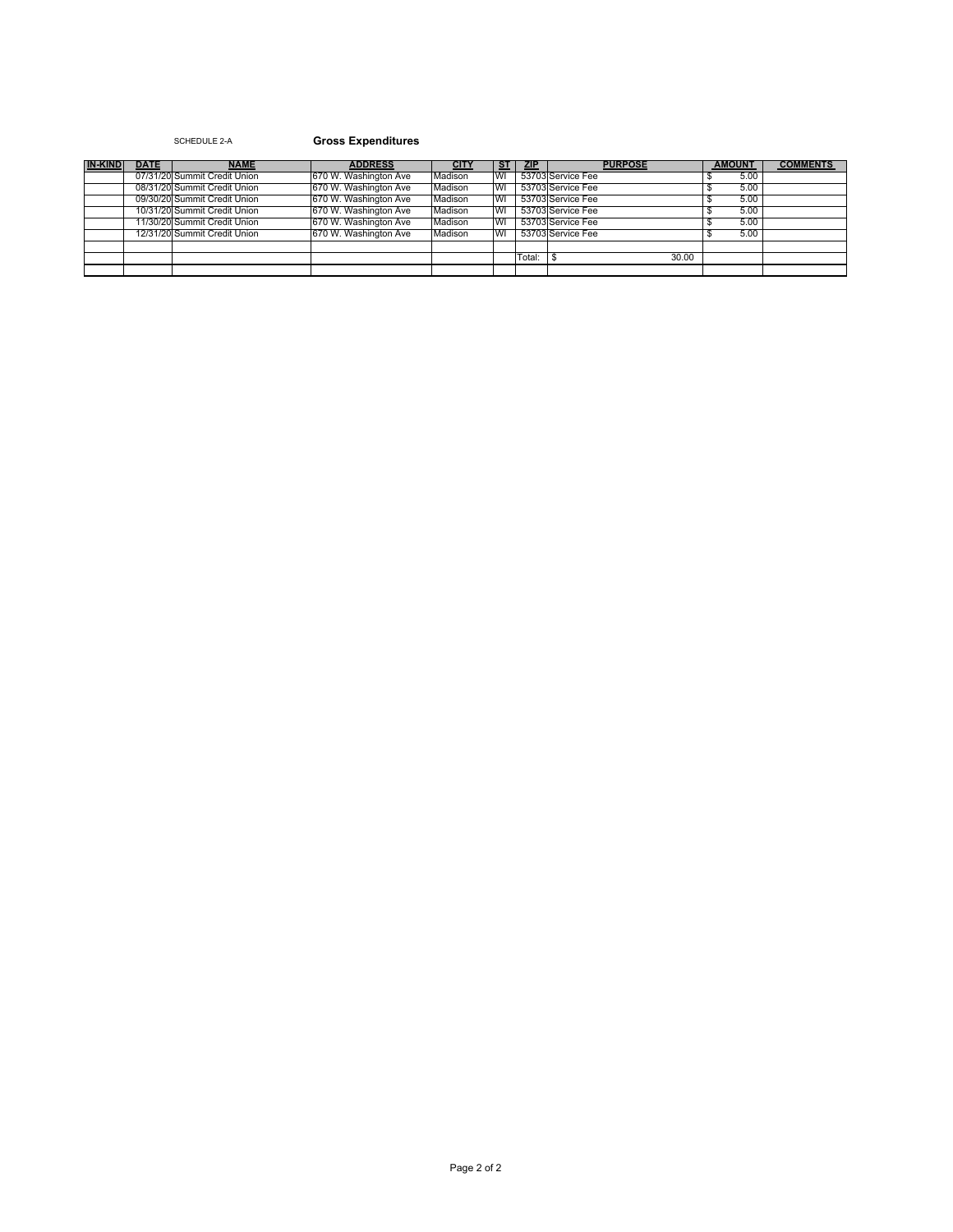SCHEDULE 2-A

## Gross Expenditures

| IN-KIND | DATE | NAME | ADDRESS | CITY | ST | ZIP | PURPOSE | AMOUNT | COMMENTS |
|---|---|---|---|---|---|---|---|---|---|
| | 07/31/20 | Summit Credit Union | 670 W. Washington Ave | Madison | WI | 53703 | Service Fee | $ 5.00 | |
| | 08/31/20 | Summit Credit Union | 670 W. Washington Ave | Madison | WI | 53703 | Service Fee | $ 5.00 | |
| | 09/30/20 | Summit Credit Union | 670 W. Washington Ave | Madison | WI | 53703 | Service Fee | $ 5.00 | |
| | 10/31/20 | Summit Credit Union | 670 W. Washington Ave | Madison | WI | 53703 | Service Fee | $ 5.00 | |
| | 11/30/20 | Summit Credit Union | 670 W. Washington Ave | Madison | WI | 53703 | Service Fee | $ 5.00 | |
| | 12/31/20 | Summit Credit Union | 670 W. Washington Ave | Madison | WI | 53703 | Service Fee | $ 5.00 | |
| | | | | | | | | | |
| | | | | | | Total: | $ 30.00 | | |
| | | | | | | | | | |